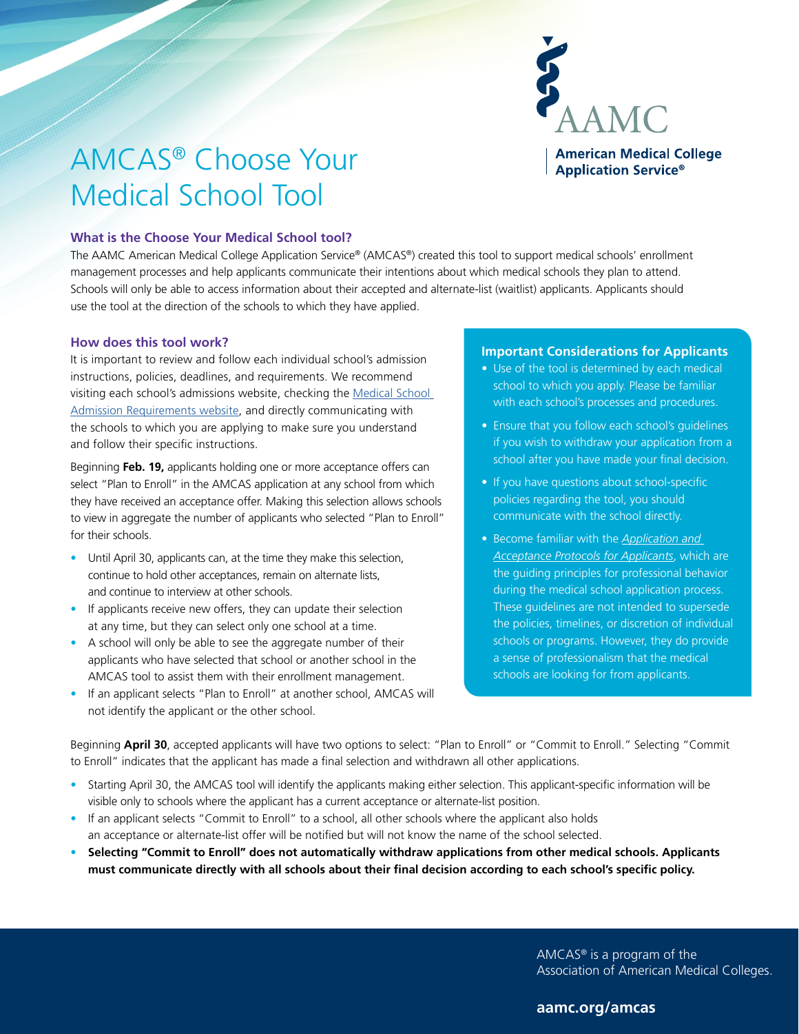# AMCAS® Choose Your Medical School Tool

AAMC

American Medical College Application Service®

### What is the Choose Your Medical School tool?

The AAMC American Medical College Application Service® (AMCAS®) created this tool to support medical schools' enrollment management processes and help applicants communicate their intentions about which medical schools they plan to attend. Schools will only be able to access information about their accepted and alternate-list (waitlist) applicants. Applicants should use the tool at the direction of the schools to which they have applied.

### How does this tool work?

It is important to review and follow each individual school's admission instructions, policies, deadlines, and requirements. We recommend visiting each school's admissions website, checking the Medical School Admission Requirements website, and directly communicating with the schools to which you are applying to make sure you understand and follow their specific instructions.

Beginning **Feb. 19,** applicants holding one or more acceptance offers can select "Plan to Enroll" in the AMCAS application at any school from which they have received an acceptance offer. Making this selection allows schools to view in aggregate the number of applicants who selected "Plan to Enroll" for their schools.

- Until April 30, applicants can, at the time they make this selection, continue to hold other acceptances, remain on alternate lists, and continue to interview at other schools.
- If applicants receive new offers, they can update their selection at any time, but they can select only one school at a time.
- A school will only be able to see the aggregate number of their applicants who have selected that school or another school in the AMCAS tool to assist them with their enrollment management.
- If an applicant selects "Plan to Enroll" at another school, AMCAS will not identify the applicant or the other school.

### Important Considerations for Applicants

- Use of the tool is determined by each medical school to which you apply. Please be familiar with each school's processes and procedures.
- Ensure that you follow each school's guidelines if you wish to withdraw your application from a school after you have made your final decision.
- If you have questions about school-specific policies regarding the tool, you should communicate with the school directly.
- Become familiar with the *Application and Acceptance Protocols for Applicants*, which are the guiding principles for professional behavior during the medical school application process. These guidelines are not intended to supersede the policies, timelines, or discretion of individual schools or programs. However, they do provide a sense of professionalism that the medical schools are looking for from applicants.

Beginning **April 30**, accepted applicants will have two options to select: "Plan to Enroll" or "Commit to Enroll." Selecting "Commit to Enroll" indicates that the applicant has made a final selection and withdrawn all other applications.

- Starting April 30, the AMCAS tool will identify the applicants making either selection. This applicant-specific information will be visible only to schools where the applicant has a current acceptance or alternate-list position.
- If an applicant selects "Commit to Enroll" to a school, all other schools where the applicant also holds an acceptance or alternate-list offer will be notified but will not know the name of the school selected.
- **Selecting "Commit to Enroll" does not automatically withdraw applications from other medical schools. Applicants must communicate directly with all schools about their final decision according to each school's specific policy.**

AMCAS® is a program of the Association of American Medical Colleges.

**aamc.org/amcas**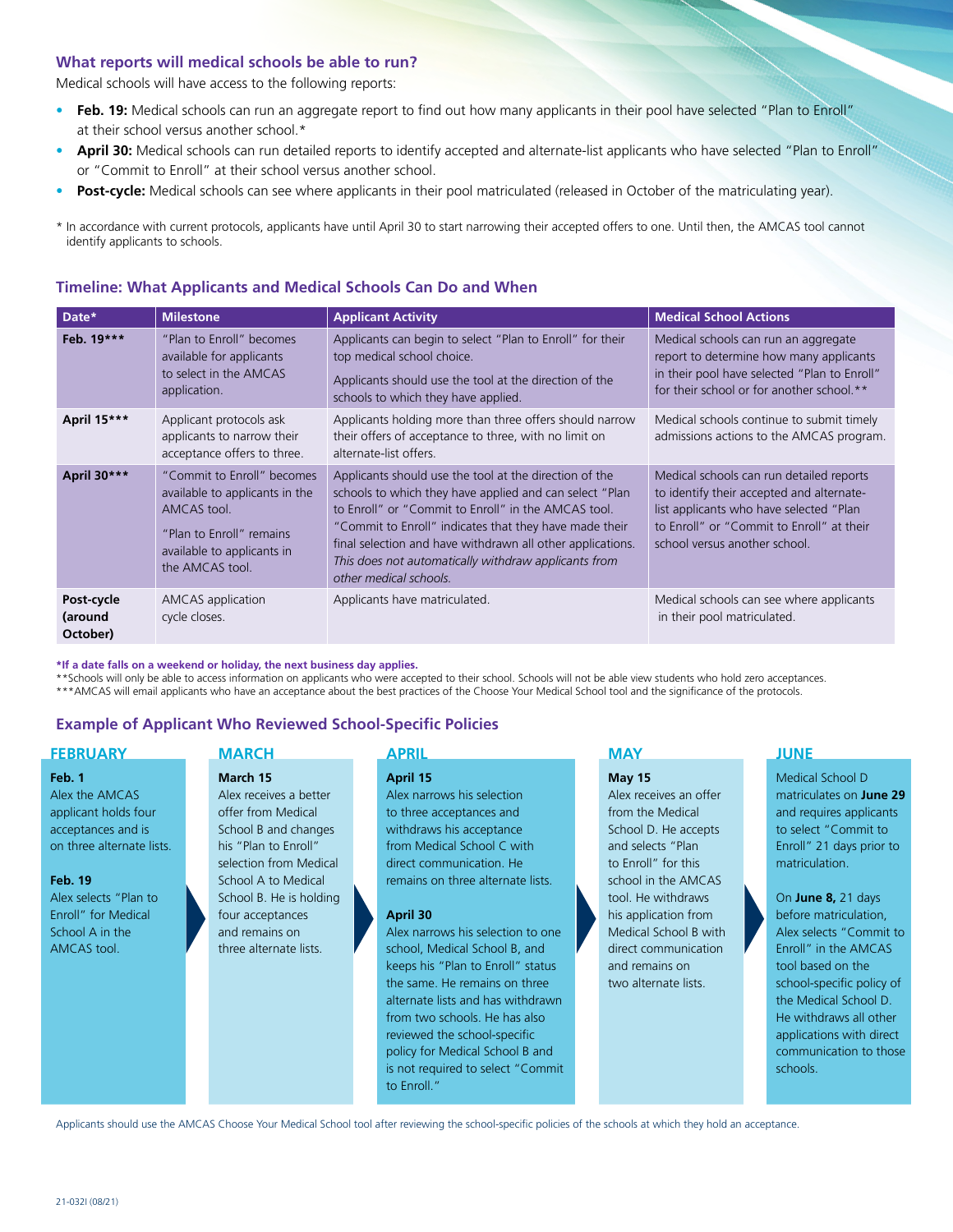### What reports will medical schools be able to run?

Medical schools will have access to the following reports:

- **Feb. 19:** Medical schools can run an aggregate report to find out how many applicants in their pool have selected "Plan to Enroll" at their school versus another school.*
- **April 30:** Medical schools can run detailed reports to identify accepted and alternate-list applicants who have selected "Plan to Enroll" or "Commit to Enroll" at their school versus another school.
- **Post-cycle:** Medical schools can see where applicants in their pool matriculated (released in October of the matriculating year).

* In accordance with current protocols, applicants have until April 30 to start narrowing their accepted offers to one. Until then, the AMCAS tool cannot identify applicants to schools.

### Timeline: What Applicants and Medical Schools Can Do and When

| Date* | Milestone | Applicant Activity | Medical School Actions |
|---|---|---|---|
| **Feb. 19*** ** | "Plan to Enroll" becomes available for applicants to select in the AMCAS application. | Applicants can begin to select "Plan to Enroll" for their top medical school choice. Applicants should use the tool at the direction of the schools to which they have applied. | Medical schools can run an aggregate report to determine how many applicants in their pool have selected "Plan to Enroll" for their school or for another school.** |
| **April 15*** ** | Applicant protocols ask applicants to narrow their acceptance offers to three. | Applicants holding more than three offers should narrow their offers of acceptance to three, with no limit on alternate-list offers. | Medical schools continue to submit timely admissions actions to the AMCAS program. |
| **April 30*** ** | "Commit to Enroll" becomes available to applicants in the AMCAS tool. "Plan to Enroll" remains available to applicants in the AMCAS tool. | Applicants should use the tool at the direction of the schools to which they have applied and can select "Plan to Enroll" or "Commit to Enroll" in the AMCAS tool. "Commit to Enroll" indicates that they have made their final selection and have withdrawn all other applications. *This does not automatically withdraw applicants from other medical schools.* | Medical schools can run detailed reports to identify their accepted and alternate-list applicants who have selected "Plan to Enroll" or "Commit to Enroll" at their school versus another school. |
| **Post-cycle (around October)** | AMCAS application cycle closes. | Applicants have matriculated. | Medical schools can see where applicants in their pool matriculated. |

**\*If a date falls on a weekend or holiday, the next business day applies.**

**Schools will only be able to access information on applicants who were accepted to their school. Schools will not be able view students who hold zero acceptances.

***AMCAS will email applicants who have an acceptance about the best practices of the Choose Your Medical School tool and the significance of the protocols.

### Example of Applicant Who Reviewed School-Specific Policies

**FEBRUARY**

**Feb. 1**
Alex the AMCAS applicant holds four acceptances and is on three alternate lists.

**Feb. 19**
Alex selects "Plan to Enroll" for Medical School A in the AMCAS tool.

**MARCH**

**March 15**
Alex receives a better offer from Medical School B and changes his "Plan to Enroll" selection from Medical School A to Medical School B. He is holding four acceptances and remains on three alternate lists.

**APRIL**

**April 15**
Alex narrows his selection to three acceptances and withdraws his acceptance from Medical School C with direct communication. He remains on three alternate lists.

**April 30**
Alex narrows his selection to one school, Medical School B, and keeps his "Plan to Enroll" status the same. He remains on three alternate lists and has withdrawn from two schools. He has also reviewed the school-specific policy for Medical School B and is not required to select "Commit to Enroll."

**MAY**

**May 15**
Alex receives an offer from the Medical School D. He accepts and selects "Plan to Enroll" for this school in the AMCAS tool. He withdraws his application from Medical School B with direct communication and remains on two alternate lists.

**JUNE**

Medical School D matriculates on **June 29** and requires applicants to select "Commit to Enroll" 21 days prior to matriculation.

On **June 8,** 21 days before matriculation, Alex selects "Commit to Enroll" in the AMCAS tool based on the school-specific policy of the Medical School D. He withdraws all other applications with direct communication to those schools.

Applicants should use the AMCAS Choose Your Medical School tool after reviewing the school-specific policies of the schools at which they hold an acceptance.

21-032I (08/21)